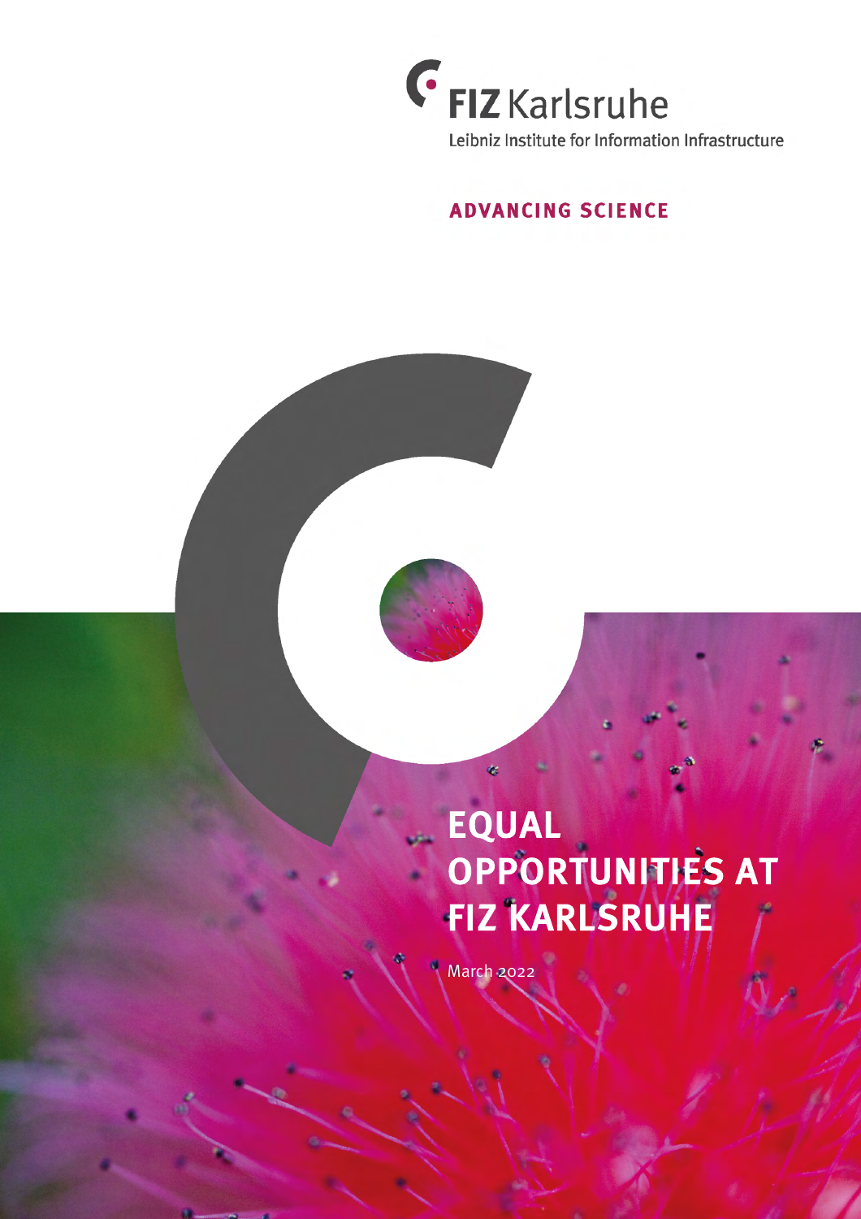FIZ Karlsruhe

Leibniz Institute for Information Infrastructure

**ADVANCING SCIENCE**

# EQUAL OPPORTUNITIES AT FIZ KARLSRUHE

March 2022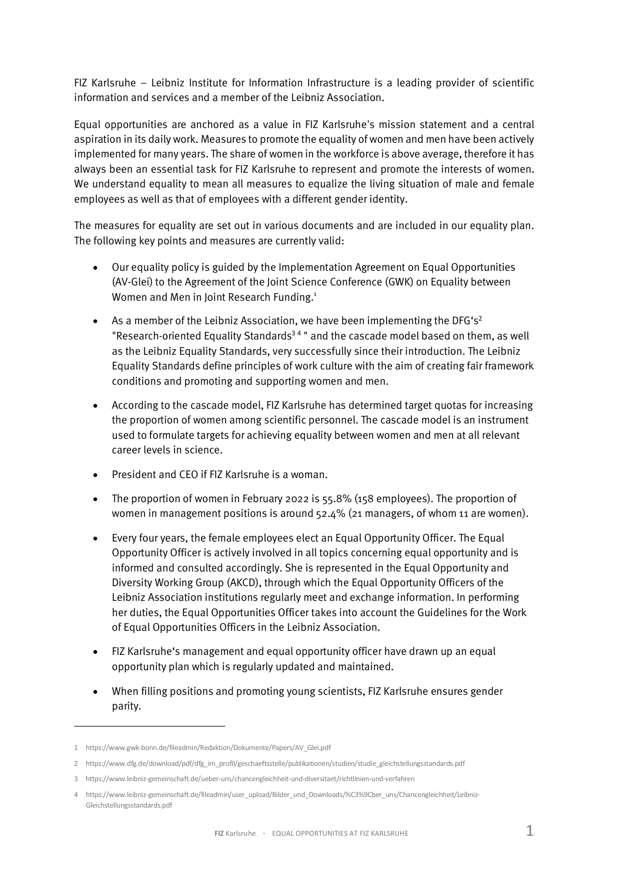FIZ Karlsruhe – Leibniz Institute for Information Infrastructure is a leading provider of scientific information and services and a member of the Leibniz Association.

Equal opportunities are anchored as a value in FIZ Karlsruhe's mission statement and a central aspiration in its daily work. Measures to promote the equality of women and men have been actively implemented for many years. The share of women in the workforce is above average, therefore it has always been an essential task for FIZ Karlsruhe to represent and promote the interests of women. We understand equality to mean all measures to equalize the living situation of male and female employees as well as that of employees with a different gender identity.

The measures for equality are set out in various documents and are included in our equality plan. The following key points and measures are currently valid:

- Our equality policy is guided by the Implementation Agreement on Equal Opportunities (AV-Glei) to the Agreement of the Joint Science Conference (GWK) on Equality between Women and Men in Joint Research Funding.[1]
- As a member of the Leibniz Association, we have been implementing the DFG's[2] "Research-oriented Equality Standards[3] [4] " and the cascade model based on them, as well as the Leibniz Equality Standards, very successfully since their introduction. The Leibniz Equality Standards define principles of work culture with the aim of creating fair framework conditions and promoting and supporting women and men.
- According to the cascade model, FIZ Karlsruhe has determined target quotas for increasing the proportion of women among scientific personnel. The cascade model is an instrument used to formulate targets for achieving equality between women and men at all relevant career levels in science.
- President and CEO if FIZ Karlsruhe is a woman.
- The proportion of women in February 2022 is 55.8% (158 employees). The proportion of women in management positions is around 52.4% (21 managers, of whom 11 are women).
- Every four years, the female employees elect an Equal Opportunity Officer. The Equal Opportunity Officer is actively involved in all topics concerning equal opportunity and is informed and consulted accordingly. She is represented in the Equal Opportunity and Diversity Working Group (AKCD), through which the Equal Opportunity Officers of the Leibniz Association institutions regularly meet and exchange information. In performing her duties, the Equal Opportunities Officer takes into account the Guidelines for the Work of Equal Opportunities Officers in the Leibniz Association.
- FIZ Karlsruhe's management and equal opportunity officer have drawn up an equal opportunity plan which is regularly updated and maintained.
- When filling positions and promoting young scientists, FIZ Karlsruhe ensures gender parity.

---

1 https://www.gwk-bonn.de/fileadmin/Redaktion/Dokumente/Papers/AV_Glei.pdf

2 https://www.dfg.de/download/pdf/dfg_im_profil/geschaeftsstelle/publikationen/studien/studie_gleichstellungsstandards.pdf

3 https://www.leibniz-gemeinschaft.de/ueber-uns/chancengleichheit-und-diversitaet/richtlinien-und-verfahren

4 https://www.leibniz-gemeinschaft.de/fileadmin/user_upload/Bilder_und_Downloads/%C3%9Cber_uns/Chancengleichheit/Leibniz-Gleichstellungsstandards.pdf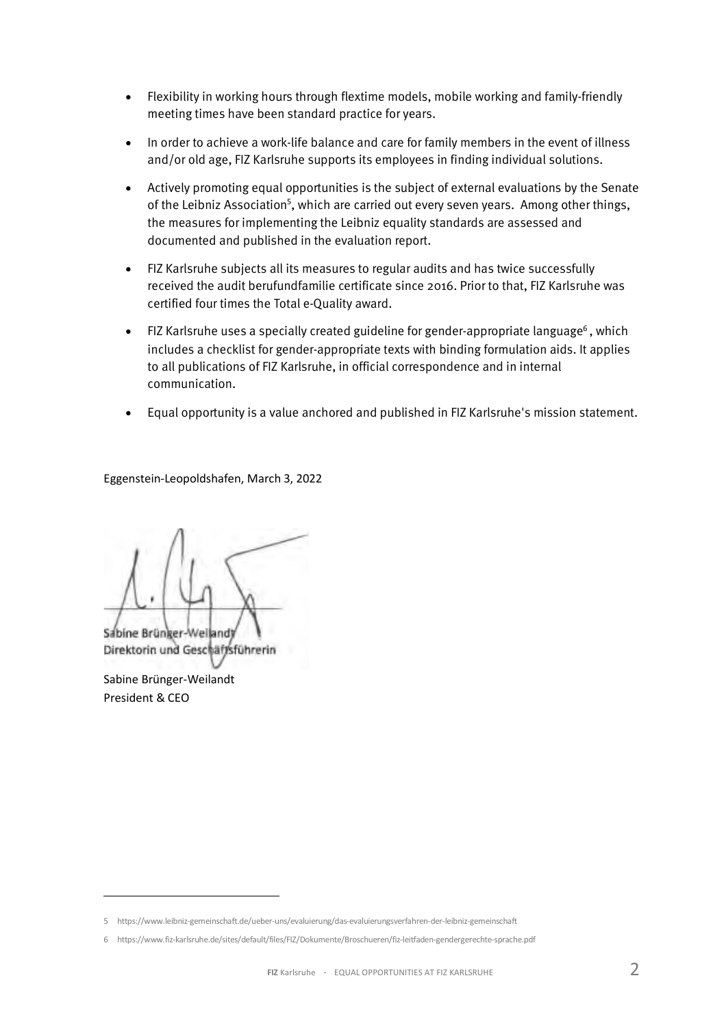- Flexibility in working hours through flextime models, mobile working and family-friendly meeting times have been standard practice for years.
- In order to achieve a work-life balance and care for family members in the event of illness and/or old age, FIZ Karlsruhe supports its employees in finding individual solutions.
- Actively promoting equal opportunities is the subject of external evaluations by the Senate of the Leibniz Association[5], which are carried out every seven years. Among other things, the measures for implementing the Leibniz equality standards are assessed and documented and published in the evaluation report.
- FIZ Karlsruhe subjects all its measures to regular audits and has twice successfully received the audit berufundfamilie certificate since 2016. Prior to that, FIZ Karlsruhe was certified four times the Total e-Quality award.
- FIZ Karlsruhe uses a specially created guideline for gender-appropriate language[6], which includes a checklist for gender-appropriate texts with binding formulation aids. It applies to all publications of FIZ Karlsruhe, in official correspondence and in internal communication.
- Equal opportunity is a value anchored and published in FIZ Karlsruhe's mission statement.

Eggenstein-Leopoldshafen, March 3, 2022

Sabine Brünger-Weilandt
Direktorin und Geschäftsführerin

Sabine Brünger-Weilandt
President & CEO

---

5 https://www.leibniz-gemeinschaft.de/ueber-uns/evaluierung/das-evaluierungsverfahren-der-leibniz-gemeinschaft

6 https://www.fiz-karlsruhe.de/sites/default/files/FIZ/Dokumente/Broschueren/fiz-leitfaden-gendergerechte-sprache.pdf